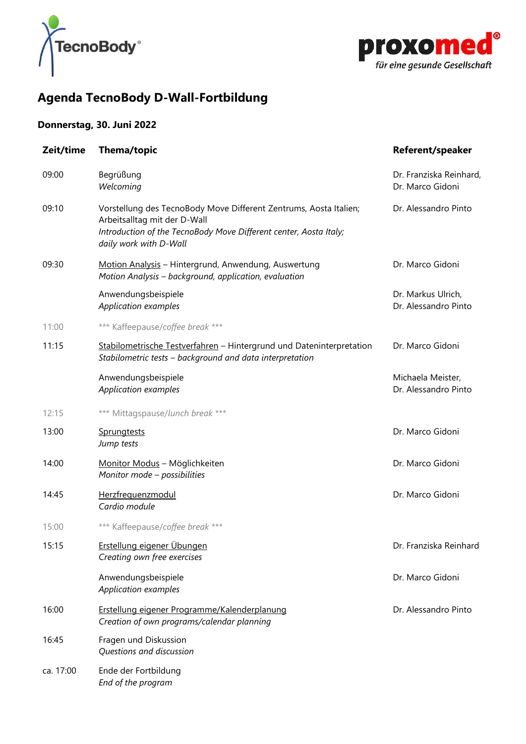# Agenda TecnoBody D-Wall-Fortbildung

### Donnerstag, 30. Juni 2022

| Zeit/time | Thema/topic | Referent/speaker |
|---|---|---|
| 09:00 | Begrüßung<br>*Welcoming* | Dr. Franziska Reinhard,<br>Dr. Marco Gidoni |
| 09:10 | Vorstellung des TecnoBody Move Different Zentrums, Aosta Italien; Arbeitsalltag mit der D-Wall<br>*Introduction of the TecnoBody Move Different center, Aosta Italy; daily work with D-Wall* | Dr. Alessandro Pinto |
| 09:30 | Motion Analysis – Hintergrund, Anwendung, Auswertung<br>*Motion Analysis – background, application, evaluation* | Dr. Marco Gidoni |
| | Anwendungsbeispiele<br>*Application examples* | Dr. Markus Ulrich,<br>Dr. Alessandro Pinto |
| 11:00 | \*\*\* Kaffeepause/*coffee break* \*\*\* | |
| 11:15 | Stabilometrische Testverfahren – Hintergrund und Dateninterpretation<br>*Stabilometric tests – background and data interpretation* | Dr. Marco Gidoni |
| | Anwendungsbeispiele<br>*Application examples* | Michaela Meister,<br>Dr. Alessandro Pinto |
| 12:15 | \*\*\* Mittagspause/*lunch break* \*\*\* | |
| 13:00 | Sprungtests<br>*Jump tests* | Dr. Marco Gidoni |
| 14:00 | Monitor Modus – Möglichkeiten<br>*Monitor mode – possibilities* | Dr. Marco Gidoni |
| 14:45 | Herzfrequenzmodul<br>*Cardio module* | Dr. Marco Gidoni |
| 15:00 | \*\*\* Kaffeepause/*coffee break* \*\*\* | |
| 15:15 | Erstellung eigener Übungen<br>*Creating own free exercises* | Dr. Franziska Reinhard |
| | Anwendungsbeispiele<br>*Application examples* | Dr. Marco Gidoni |
| 16:00 | Erstellung eigener Programme/Kalenderplanung<br>*Creation of own programs/calendar planning* | Dr. Alessandro Pinto |
| 16:45 | Fragen und Diskussion<br>*Questions and discussion* | |
| ca. 17:00 | Ende der Fortbildung<br>*End of the program* | |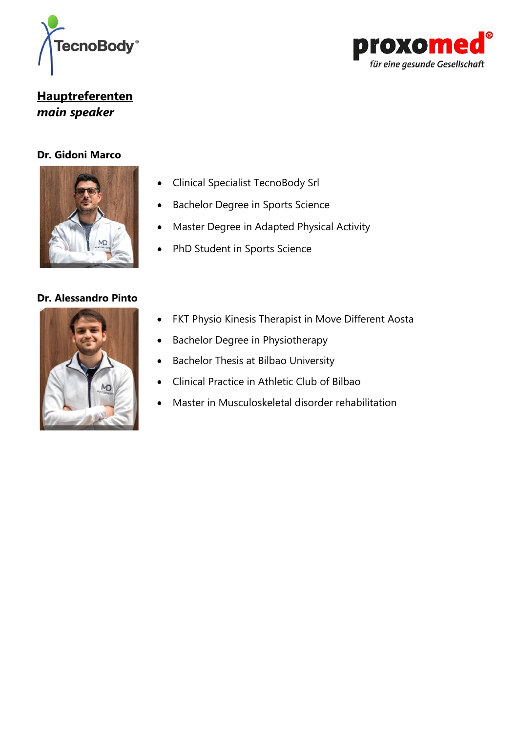## Hauptreferenten
***main speaker***

**Dr. Gidoni Marco**

- Clinical Specialist TecnoBody Srl
- Bachelor Degree in Sports Science
- Master Degree in Adapted Physical Activity
- PhD Student in Sports Science

**Dr. Alessandro Pinto**

- FKT Physio Kinesis Therapist in Move Different Aosta
- Bachelor Degree in Physiotherapy
- Bachelor Thesis at Bilbao University
- Clinical Practice in Athletic Club of Bilbao
- Master in Musculoskeletal disorder rehabilitation